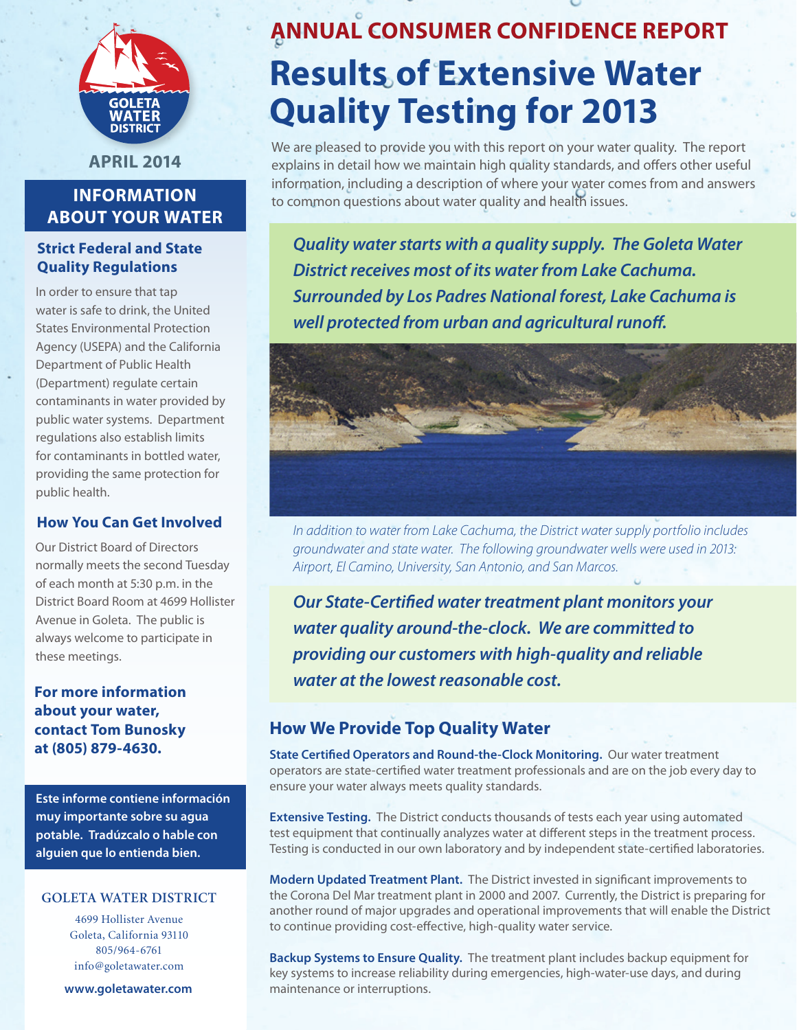# ANNUAL CONSUMER CONFIDENCE REPORT

# Results of Extensive Water Quality Testing for 2013

We are pleased to provide you with this report on your water quality. The report explains in detail how we maintain high quality standards, and offers other useful information, including a description of where your water comes from and answers to common questions about water quality and health issues.

***Quality water starts with a quality supply. The Goleta Water District receives most of its water from Lake Cachuma. Surrounded by Los Padres National forest, Lake Cachuma is well protected from urban and agricultural runoff.***

*In addition to water from Lake Cachuma, the District water supply portfolio includes groundwater and state water. The following groundwater wells were used in 2013: Airport, El Camino, University, San Antonio, and San Marcos.*

***Our State-Certified water treatment plant monitors your water quality around-the-clock. We are committed to providing our customers with high-quality and reliable water at the lowest reasonable cost.***

## How We Provide Top Quality Water

**State Certified Operators and Round-the-Clock Monitoring.** Our water treatment operators are state-certified water treatment professionals and are on the job every day to ensure your water always meets quality standards.

**Extensive Testing.** The District conducts thousands of tests each year using automated test equipment that continually analyzes water at different steps in the treatment process. Testing is conducted in our own laboratory and by independent state-certified laboratories.

**Modern Updated Treatment Plant.** The District invested in significant improvements to the Corona Del Mar treatment plant in 2000 and 2007. Currently, the District is preparing for another round of major upgrades and operational improvements that will enable the District to continue providing cost-effective, high-quality water service.

**Backup Systems to Ensure Quality.** The treatment plant includes backup equipment for key systems to increase reliability during emergencies, high-water-use days, and during maintenance or interruptions.

---

GOLETA WATER DISTRICT

**APRIL 2014**

## INFORMATION ABOUT YOUR WATER

### Strict Federal and State Quality Regulations

In order to ensure that tap water is safe to drink, the United States Environmental Protection Agency (USEPA) and the California Department of Public Health (Department) regulate certain contaminants in water provided by public water systems. Department regulations also establish limits for contaminants in bottled water, providing the same protection for public health.

### How You Can Get Involved

Our District Board of Directors normally meets the second Tuesday of each month at 5:30 p.m. in the District Board Room at 4699 Hollister Avenue in Goleta. The public is always welcome to participate in these meetings.

**For more information about your water, contact Tom Bunosky at (805) 879-4630.**

**Este informe contiene información muy importante sobre su agua potable. Tradúzcalo o hable con alguien que lo entienda bien.**

GOLETA WATER DISTRICT

4699 Hollister Avenue
Goleta, California 93110
805/964-6761
info@goletawater.com

**www.goletawater.com**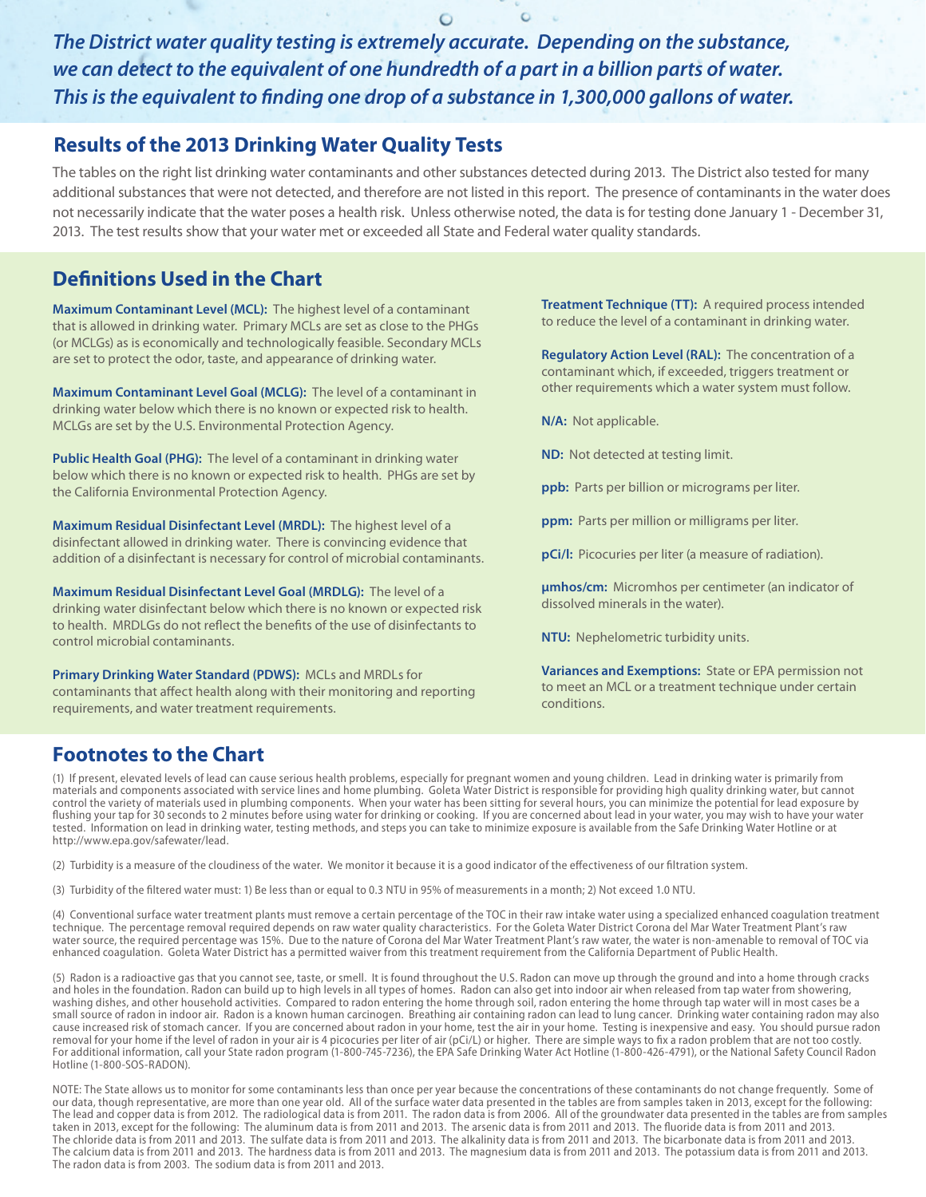***The District water quality testing is extremely accurate. Depending on the substance, we can detect to the equivalent of one hundredth of a part in a billion parts of water. This is the equivalent to finding one drop of a substance in 1,300,000 gallons of water.***

## Results of the 2013 Drinking Water Quality Tests

The tables on the right list drinking water contaminants and other substances detected during 2013. The District also tested for many additional substances that were not detected, and therefore are not listed in this report. The presence of contaminants in the water does not necessarily indicate that the water poses a health risk. Unless otherwise noted, the data is for testing done January 1 - December 31, 2013. The test results show that your water met or exceeded all State and Federal water quality standards.

## Definitions Used in the Chart

**Maximum Contaminant Level (MCL):** The highest level of a contaminant that is allowed in drinking water. Primary MCLs are set as close to the PHGs (or MCLGs) as is economically and technologically feasible. Secondary MCLs are set to protect the odor, taste, and appearance of drinking water.

**Maximum Contaminant Level Goal (MCLG):** The level of a contaminant in drinking water below which there is no known or expected risk to health. MCLGs are set by the U.S. Environmental Protection Agency.

**Public Health Goal (PHG):** The level of a contaminant in drinking water below which there is no known or expected risk to health. PHGs are set by the California Environmental Protection Agency.

**Maximum Residual Disinfectant Level (MRDL):** The highest level of a disinfectant allowed in drinking water. There is convincing evidence that addition of a disinfectant is necessary for control of microbial contaminants.

**Maximum Residual Disinfectant Level Goal (MRDLG):** The level of a drinking water disinfectant below which there is no known or expected risk to health. MRDLGs do not reflect the benefits of the use of disinfectants to control microbial contaminants.

**Primary Drinking Water Standard (PDWS):** MCLs and MRDLs for contaminants that affect health along with their monitoring and reporting requirements, and water treatment requirements.

**Treatment Technique (TT):** A required process intended to reduce the level of a contaminant in drinking water.

**Regulatory Action Level (RAL):** The concentration of a contaminant which, if exceeded, triggers treatment or other requirements which a water system must follow.

**N/A:** Not applicable.

**ND:** Not detected at testing limit.

**ppb:** Parts per billion or micrograms per liter.

**ppm:** Parts per million or milligrams per liter.

**pCi/l:** Picocuries per liter (a measure of radiation).

**μmhos/cm:** Micromhos per centimeter (an indicator of dissolved minerals in the water).

**NTU:** Nephelometric turbidity units.

**Variances and Exemptions:** State or EPA permission not to meet an MCL or a treatment technique under certain conditions.

## Footnotes to the Chart

(1) If present, elevated levels of lead can cause serious health problems, especially for pregnant women and young children. Lead in drinking water is primarily from materials and components associated with service lines and home plumbing. Goleta Water District is responsible for providing high quality drinking water, but cannot control the variety of materials used in plumbing components. When your water has been sitting for several hours, you can minimize the potential for lead exposure by flushing your tap for 30 seconds to 2 minutes before using water for drinking or cooking. If you are concerned about lead in your water, you may wish to have your water tested. Information on lead in drinking water, testing methods, and steps you can take to minimize exposure is available from the Safe Drinking Water Hotline or at http://www.epa.gov/safewater/lead.

(2) Turbidity is a measure of the cloudiness of the water. We monitor it because it is a good indicator of the effectiveness of our filtration system.

(3) Turbidity of the filtered water must: 1) Be less than or equal to 0.3 NTU in 95% of measurements in a month; 2) Not exceed 1.0 NTU.

(4) Conventional surface water treatment plants must remove a certain percentage of the TOC in their raw intake water using a specialized enhanced coagulation treatment technique. The percentage removal required depends on raw water quality characteristics. For the Goleta Water District Corona del Mar Water Treatment Plant's raw water source, the required percentage was 15%. Due to the nature of Corona del Mar Water Treatment Plant's raw water, the water is non-amenable to removal of TOC via enhanced coagulation. Goleta Water District has a permitted waiver from this treatment requirement from the California Department of Public Health.

(5) Radon is a radioactive gas that you cannot see, taste, or smell. It is found throughout the U.S. Radon can move up through the ground and into a home through cracks and holes in the foundation. Radon can build up to high levels in all types of homes. Radon can also get into indoor air when released from tap water from showering, washing dishes, and other household activities. Compared to radon entering the home through soil, radon entering the home through tap water will in most cases be a small source of radon in indoor air. Radon is a known human carcinogen. Breathing air containing radon can lead to lung cancer. Drinking water containing radon may also cause increased risk of stomach cancer. If you are concerned about radon in your home, test the air in your home. Testing is inexpensive and easy. You should pursue radon removal for your home if the level of radon in your air is 4 picocuries per liter of air (pCi/L) or higher. There are simple ways to fix a radon problem that are not too costly. For additional information, call your State radon program (1-800-745-7236), the EPA Safe Drinking Water Act Hotline (1-800-426-4791), or the National Safety Council Radon Hotline (1-800-SOS-RADON).

NOTE: The State allows us to monitor for some contaminants less than once per year because the concentrations of these contaminants do not change frequently. Some of our data, though representative, are more than one year old. All of the surface water data presented in the tables are from samples taken in 2013, except for the following: The lead and copper data is from 2012. The radiological data is from 2011. The radon data is from 2006. All of the groundwater data presented in the tables are from samples taken in 2013, except for the following: The aluminum data is from 2011 and 2013. The arsenic data is from 2011 and 2013. The fluoride data is from 2011 and 2013. The chloride data is from 2011 and 2013. The sulfate data is from 2011 and 2013. The alkalinity data is from 2011 and 2013. The bicarbonate data is from 2011 and 2013. The calcium data is from 2011 and 2013. The hardness data is from 2011 and 2013. The magnesium data is from 2011 and 2013. The potassium data is from 2011 and 2013. The radon data is from 2003. The sodium data is from 2011 and 2013.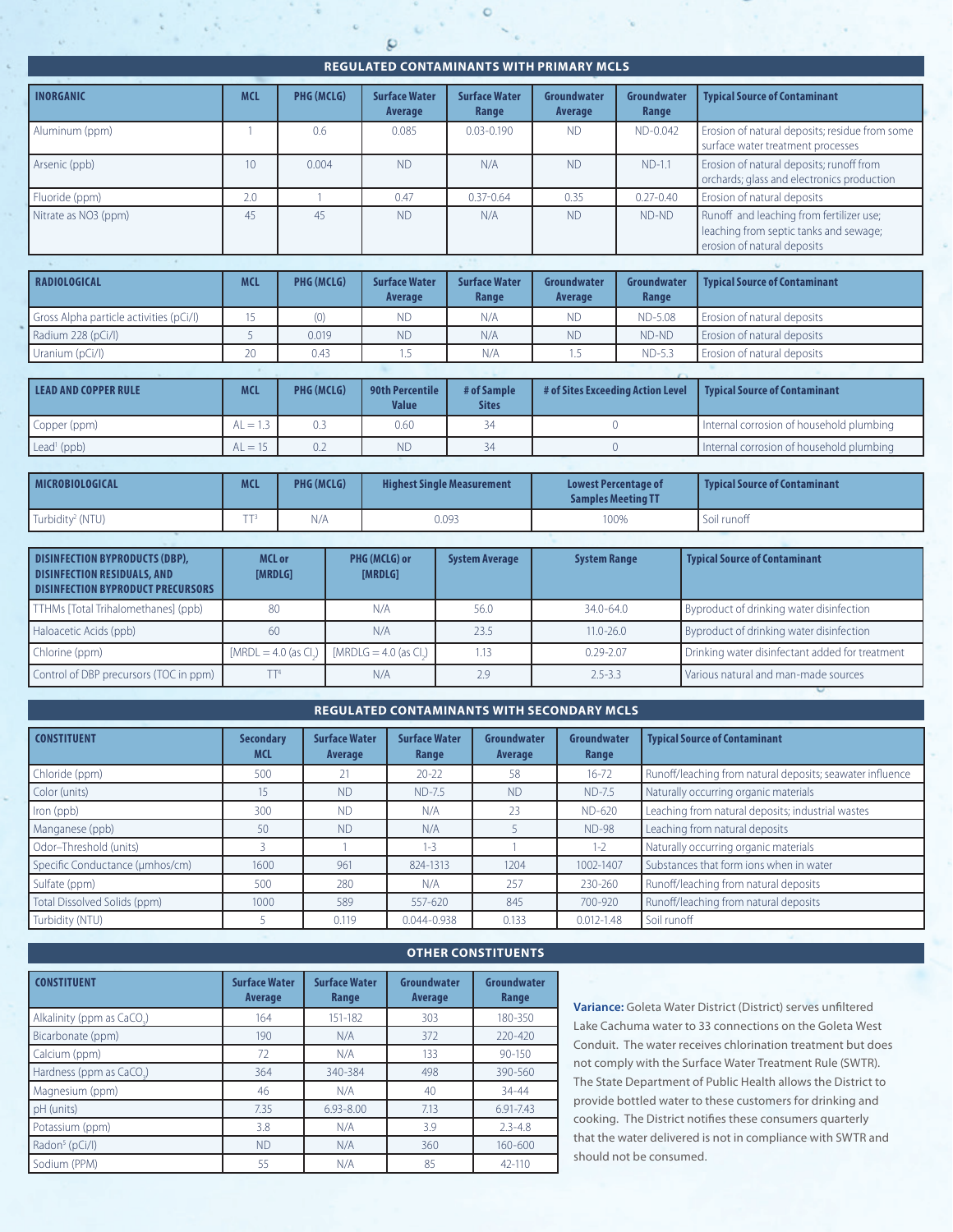## REGULATED CONTAMINANTS WITH PRIMARY MCLS

| INORGANIC | MCL | PHG (MCLG) | Surface Water Average | Surface Water Range | Groundwater Average | Groundwater Range | Typical Source of Contaminant |
|---|---|---|---|---|---|---|---|
| Aluminum (ppm) | 1 | 0.6 | 0.085 | 0.03-0.190 | ND | ND-0.042 | Erosion of natural deposits; residue from some surface water treatment processes |
| Arsenic (ppb) | 10 | 0.004 | ND | N/A | ND | ND-1.1 | Erosion of natural deposits; runoff from orchards; glass and electronics production |
| Fluoride (ppm) | 2.0 | 1 | 0.47 | 0.37-0.64 | 0.35 | 0.27-0.40 | Erosion of natural deposits |
| Nitrate as NO3 (ppm) | 45 | 45 | ND | N/A | ND | ND-ND | Runoff and leaching from fertilizer use; leaching from septic tanks and sewage; erosion of natural deposits |

| RADIOLOGICAL | MCL | PHG (MCLG) | Surface Water Average | Surface Water Range | Groundwater Average | Groundwater Range | Typical Source of Contaminant |
|---|---|---|---|---|---|---|---|
| Gross Alpha particle activities (pCi/l) | 15 | (0) | ND | N/A | ND | ND-5.08 | Erosion of natural deposits |
| Radium 228 (pCi/l) | 5 | 0.019 | ND | N/A | ND | ND-ND | Erosion of natural deposits |
| Uranium (pCi/l) | 20 | 0.43 | 1.5 | N/A | 1.5 | ND-5.3 | Erosion of natural deposits |

| LEAD AND COPPER RULE | MCL | PHG (MCLG) | 90th Percentile Value | # of Sample Sites | # of Sites Exceeding Action Level | Typical Source of Contaminant |
|---|---|---|---|---|---|---|
| Copper (ppm) | AL = 1.3 | 0.3 | 0.60 | 34 | 0 | Internal corrosion of household plumbing |
| Lead[1] (ppb) | AL = 15 | 0.2 | ND | 34 | 0 | Internal corrosion of household plumbing |

| MICROBIOLOGICAL | MCL | PHG (MCLG) | Highest Single Measurement | Lowest Percentage of Samples Meeting TT | Typical Source of Contaminant |
|---|---|---|---|---|---|
| Turbidity[2] (NTU) | TT[3] | N/A | 0.093 | 100% | Soil runoff |

| DISINFECTION BYPRODUCTS (DBP), DISINFECTION RESIDUALS, AND DISINFECTION BYPRODUCT PRECURSORS | MCL or [MRDL] | PHG (MCLG) or [MRDLG] | System Average | System Range | Typical Source of Contaminant |
|---|---|---|---|---|---|
| TTHMs [Total Trihalomethanes] (ppb) | 80 | N/A | 56.0 | 34.0-64.0 | Byproduct of drinking water disinfection |
| Haloacetic Acids (ppb) | 60 | N/A | 23.5 | 11.0-26.0 | Byproduct of drinking water disinfection |
| Chlorine (ppm) | [MRDL = 4.0 (as $Cl_2$)] | [MRDLG = 4.0 (as $Cl_2$)] | 1.13 | 0.29-2.07 | Drinking water disinfectant added for treatment |
| Control of DBP precursors (TOC in ppm) | TT[4] | N/A | 2.9 | 2.5-3.3 | Various natural and man-made sources |

## REGULATED CONTAMINANTS WITH SECONDARY MCLS

| CONSTITUENT | Secondary MCL | Surface Water Average | Surface Water Range | Groundwater Average | Groundwater Range | Typical Source of Contaminant |
|---|---|---|---|---|---|---|
| Chloride (ppm) | 500 | 21 | 20-22 | 58 | 16-72 | Runoff/leaching from natural deposits; seawater influence |
| Color (units) | 15 | ND | ND-7.5 | ND | ND-7.5 | Naturally occurring organic materials |
| Iron (ppb) | 300 | ND | N/A | 23 | ND-620 | Leaching from natural deposits; industrial wastes |
| Manganese (ppb) | 50 | ND | N/A | 5 | ND-98 | Leaching from natural deposits |
| Odor–Threshold (units) | 3 | 1 | 1-3 | 1 | 1-2 | Naturally occurring organic materials |
| Specific Conductance (µmhos/cm) | 1600 | 961 | 824-1313 | 1204 | 1002-1407 | Substances that form ions when in water |
| Sulfate (ppm) | 500 | 280 | N/A | 257 | 230-260 | Runoff/leaching from natural deposits |
| Total Dissolved Solids (ppm) | 1000 | 589 | 557-620 | 845 | 700-920 | Runoff/leaching from natural deposits |
| Turbidity (NTU) | 5 | 0.119 | 0.044-0.938 | 0.133 | 0.012-1.48 | Soil runoff |

## OTHER CONSTITUENTS

| CONSTITUENT | Surface Water Average | Surface Water Range | Groundwater Average | Groundwater Range |
|---|---|---|---|---|
| Alkalinity (ppm as $CaCO_3$) | 164 | 151-182 | 303 | 180-350 |
| Bicarbonate (ppm) | 190 | N/A | 372 | 220-420 |
| Calcium (ppm) | 72 | N/A | 133 | 90-150 |
| Hardness (ppm as $CaCO_3$) | 364 | 340-384 | 498 | 390-560 |
| Magnesium (ppm) | 46 | N/A | 40 | 34-44 |
| pH (units) | 7.35 | 6.93-8.00 | 7.13 | 6.91-7.43 |
| Potassium (ppm) | 3.8 | N/A | 3.9 | 2.3-4.8 |
| Radon[5] (pCi/l) | ND | N/A | 360 | 160-600 |
| Sodium (PPM) | 55 | N/A | 85 | 42-110 |

**Variance:** Goleta Water District (District) serves unfiltered Lake Cachuma water to 33 connections on the Goleta West Conduit. The water receives chlorination treatment but does not comply with the Surface Water Treatment Rule (SWTR). The State Department of Public Health allows the District to provide bottled water to these customers for drinking and cooking. The District notifies these consumers quarterly that the water delivered is not in compliance with SWTR and should not be consumed.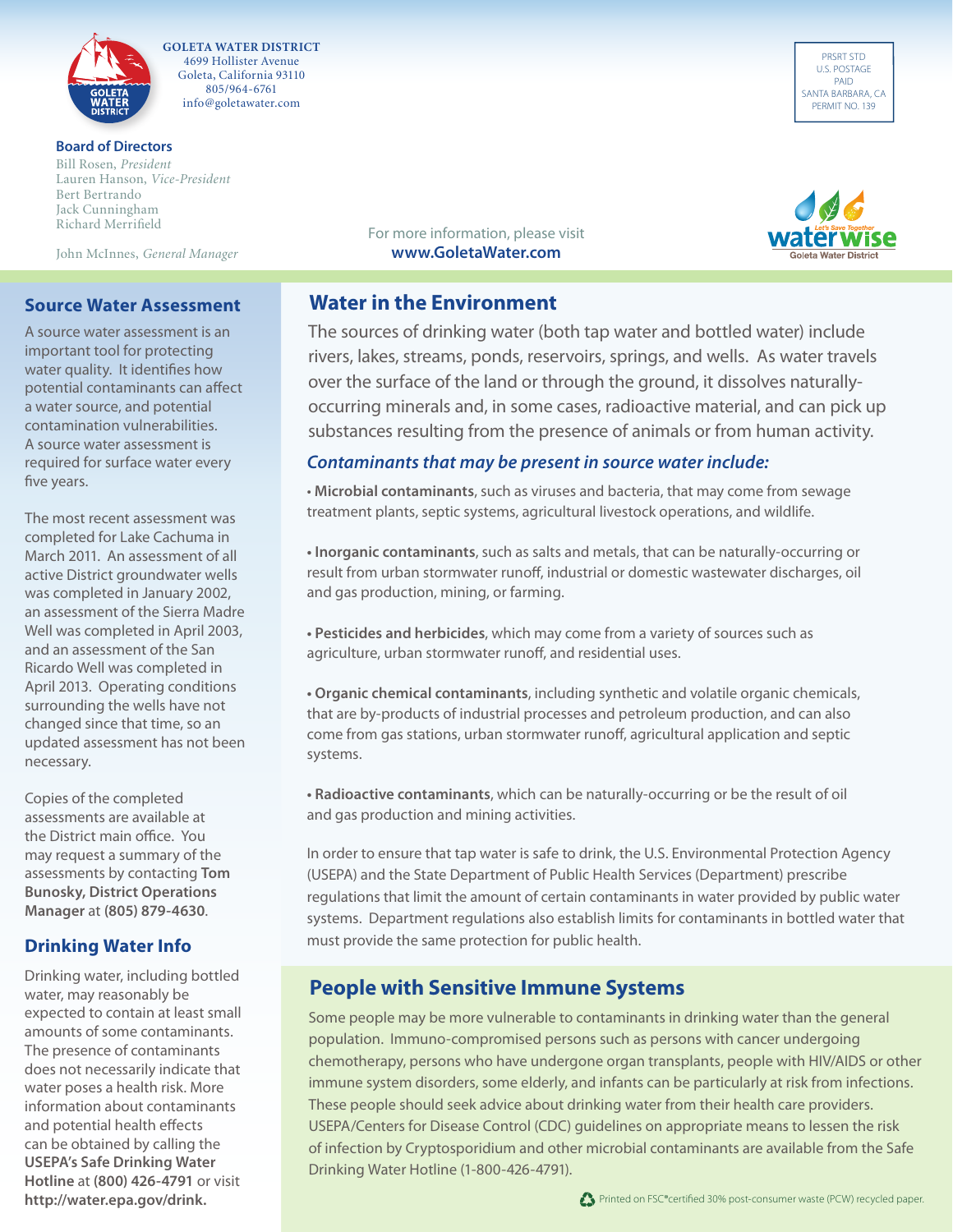**GOLETA WATER DISTRICT**
4699 Hollister Avenue
Goleta, California 93110
805/964-6761
info@goletawater.com

PRSRT STD
U.S. POSTAGE
PAID
SANTA BARBARA, CA
PERMIT NO. 139

**Board of Directors**
Bill Rosen, *President*
Lauren Hanson, *Vice-President*
Bert Bertrando
Jack Cunningham
Richard Merrifield

John McInnes, *General Manager*

For more information, please visit
**www.GoletaWater.com**

Let's Save Together
waterwise
Goleta Water District

## Source Water Assessment

A source water assessment is an important tool for protecting water quality. It identifies how potential contaminants can affect a water source, and potential contamination vulnerabilities. A source water assessment is required for surface water every five years.

The most recent assessment was completed for Lake Cachuma in March 2011. An assessment of all active District groundwater wells was completed in January 2002, an assessment of the Sierra Madre Well was completed in April 2003, and an assessment of the San Ricardo Well was completed in April 2013. Operating conditions surrounding the wells have not changed since that time, so an updated assessment has not been necessary.

Copies of the completed assessments are available at the District main office. You may request a summary of the assessments by contacting **Tom Bunosky, District Operations Manager** at **(805) 879-4630**.

## Drinking Water Info

Drinking water, including bottled water, may reasonably be expected to contain at least small amounts of some contaminants. The presence of contaminants does not necessarily indicate that water poses a health risk. More information about contaminants and potential health effects can be obtained by calling the **USEPA's Safe Drinking Water Hotline** at **(800) 426-4791** or visit **http://water.epa.gov/drink.**

## Water in the Environment

The sources of drinking water (both tap water and bottled water) include rivers, lakes, streams, ponds, reservoirs, springs, and wells. As water travels over the surface of the land or through the ground, it dissolves naturally-occurring minerals and, in some cases, radioactive material, and can pick up substances resulting from the presence of animals or from human activity.

### *Contaminants that may be present in source water include:*

- **Microbial contaminants**, such as viruses and bacteria, that may come from sewage treatment plants, septic systems, agricultural livestock operations, and wildlife.
- **Inorganic contaminants**, such as salts and metals, that can be naturally-occurring or result from urban stormwater runoff, industrial or domestic wastewater discharges, oil and gas production, mining, or farming.
- **Pesticides and herbicides**, which may come from a variety of sources such as agriculture, urban stormwater runoff, and residential uses.
- **Organic chemical contaminants**, including synthetic and volatile organic chemicals, that are by-products of industrial processes and petroleum production, and can also come from gas stations, urban stormwater runoff, agricultural application and septic systems.
- **Radioactive contaminants**, which can be naturally-occurring or be the result of oil and gas production and mining activities.

In order to ensure that tap water is safe to drink, the U.S. Environmental Protection Agency (USEPA) and the State Department of Public Health Services (Department) prescribe regulations that limit the amount of certain contaminants in water provided by public water systems. Department regulations also establish limits for contaminants in bottled water that must provide the same protection for public health.

## People with Sensitive Immune Systems

Some people may be more vulnerable to contaminants in drinking water than the general population. Immuno-compromised persons such as persons with cancer undergoing chemotherapy, persons who have undergone organ transplants, people with HIV/AIDS or other immune system disorders, some elderly, and infants can be particularly at risk from infections. These people should seek advice about drinking water from their health care providers. USEPA/Centers for Disease Control (CDC) guidelines on appropriate means to lessen the risk of infection by Cryptosporidium and other microbial contaminants are available from the Safe Drinking Water Hotline (1-800-426-4791).

Printed on FSC®certified 30% post-consumer waste (PCW) recycled paper.